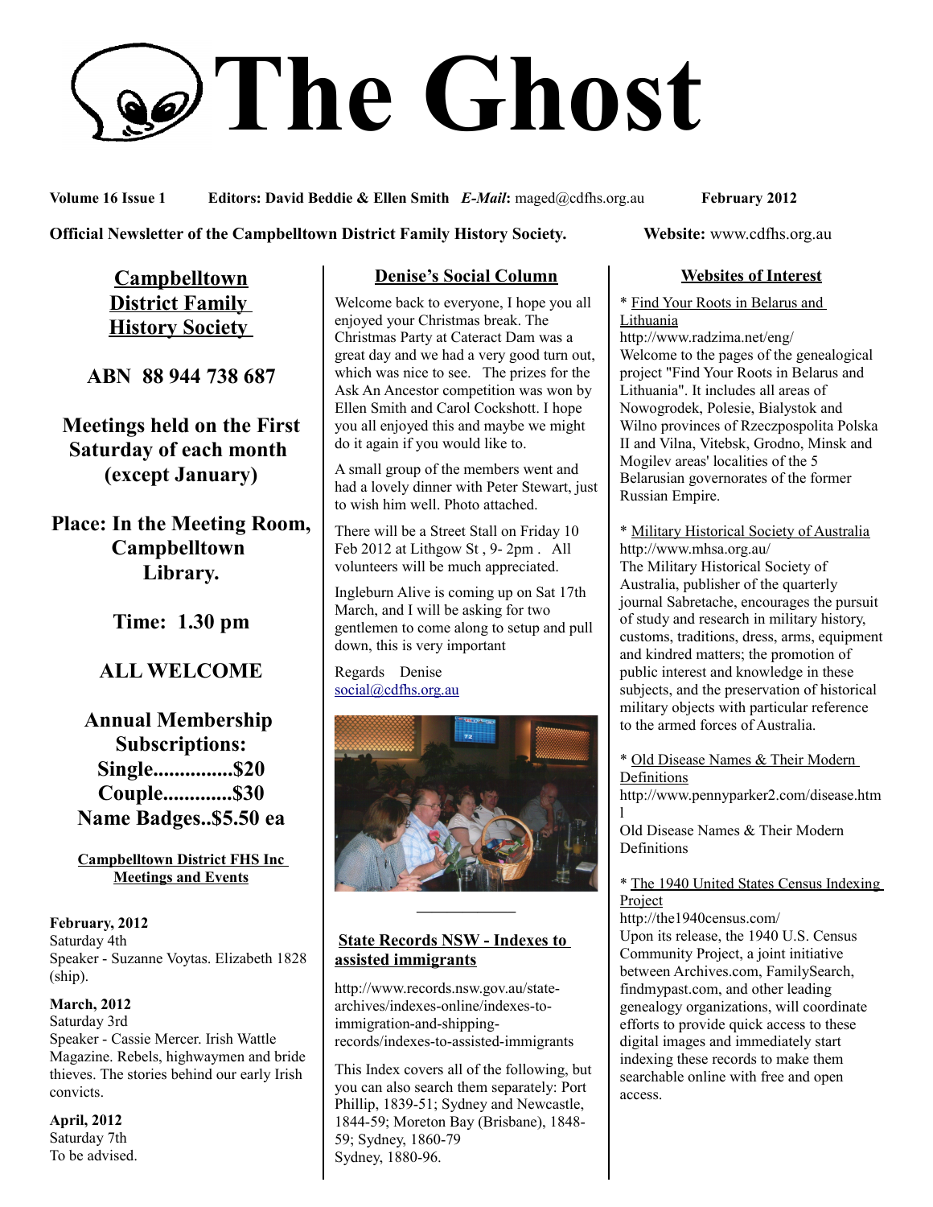# The Ghost

**Volume 16 Issue 1** **Editors: David Beddie & Ellen Smith** ***E-Mail*:** maged@cdfhs.org.au **February 2012**

**Official Newsletter of the Campbelltown District Family History Society.** **Website:** www.cdfhs.org.au

## Campbelltown District Family History Society

**ABN 88 944 738 687**

**Meetings held on the First Saturday of each month (except January)**

**Place: In the Meeting Room, Campbelltown Library.**

**Time: 1.30 pm**

**ALL WELCOME**

**Annual Membership Subscriptions:**
**Single...............$20**
**Couple.............$30**
**Name Badges..$5.50 ea**

### Campbelltown District FHS Inc Meetings and Events

**February, 2012**
Saturday 4th
Speaker - Suzanne Voytas. Elizabeth 1828 (ship).

**March, 2012**
Saturday 3rd
Speaker - Cassie Mercer. Irish Wattle Magazine. Rebels, highwaymen and bride thieves. The stories behind our early Irish convicts.

**April, 2012**
Saturday 7th
To be advised.

## Denise's Social Column

Welcome back to everyone, I hope you all enjoyed your Christmas break. The Christmas Party at Cateract Dam was a great day and we had a very good turn out, which was nice to see. The prizes for the Ask An Ancestor competition was won by Ellen Smith and Carol Cockshott. I hope you all enjoyed this and maybe we might do it again if you would like to.

A small group of the members went and had a lovely dinner with Peter Stewart, just to wish him well. Photo attached.

There will be a Street Stall on Friday 10 Feb 2012 at Lithgow St , 9- 2pm . All volunteers will be much appreciated.

Ingleburn Alive is coming up on Sat 17th March, and I will be asking for two gentlemen to come along to setup and pull down, this is very important

Regards Denise
social@cdfhs.org.au

## State Records NSW - Indexes to assisted immigrants

http://www.records.nsw.gov.au/state-archives/indexes-online/indexes-to-immigration-and-shipping-records/indexes-to-assisted-immigrants

This Index covers all of the following, but you can also search them separately: Port Phillip, 1839-51; Sydney and Newcastle, 1844-59; Moreton Bay (Brisbane), 1848-59; Sydney, 1860-79
Sydney, 1880-96.

## Websites of Interest

* Find Your Roots in Belarus and Lithuania
http://www.radzima.net/eng/
Welcome to the pages of the genealogical project "Find Your Roots in Belarus and Lithuania". It includes all areas of Nowogrodek, Polesie, Bialystok and Wilno provinces of Rzeczpospolita Polska II and Vilna, Vitebsk, Grodno, Minsk and Mogilev areas' localities of the 5 Belarusian governorates of the former Russian Empire.

* Military Historical Society of Australia
http://www.mhsa.org.au/
The Military Historical Society of Australia, publisher of the quarterly journal Sabretache, encourages the pursuit of study and research in military history, customs, traditions, dress, arms, equipment and kindred matters; the promotion of public interest and knowledge in these subjects, and the preservation of historical military objects with particular reference to the armed forces of Australia.

* Old Disease Names & Their Modern Definitions
http://www.pennyparker2.com/disease.html
Old Disease Names & Their Modern Definitions

* The 1940 United States Census Indexing Project
http://the1940census.com/
Upon its release, the 1940 U.S. Census Community Project, a joint initiative between Archives.com, FamilySearch, findmypast.com, and other leading genealogy organizations, will coordinate efforts to provide quick access to these digital images and immediately start indexing these records to make them searchable online with free and open access.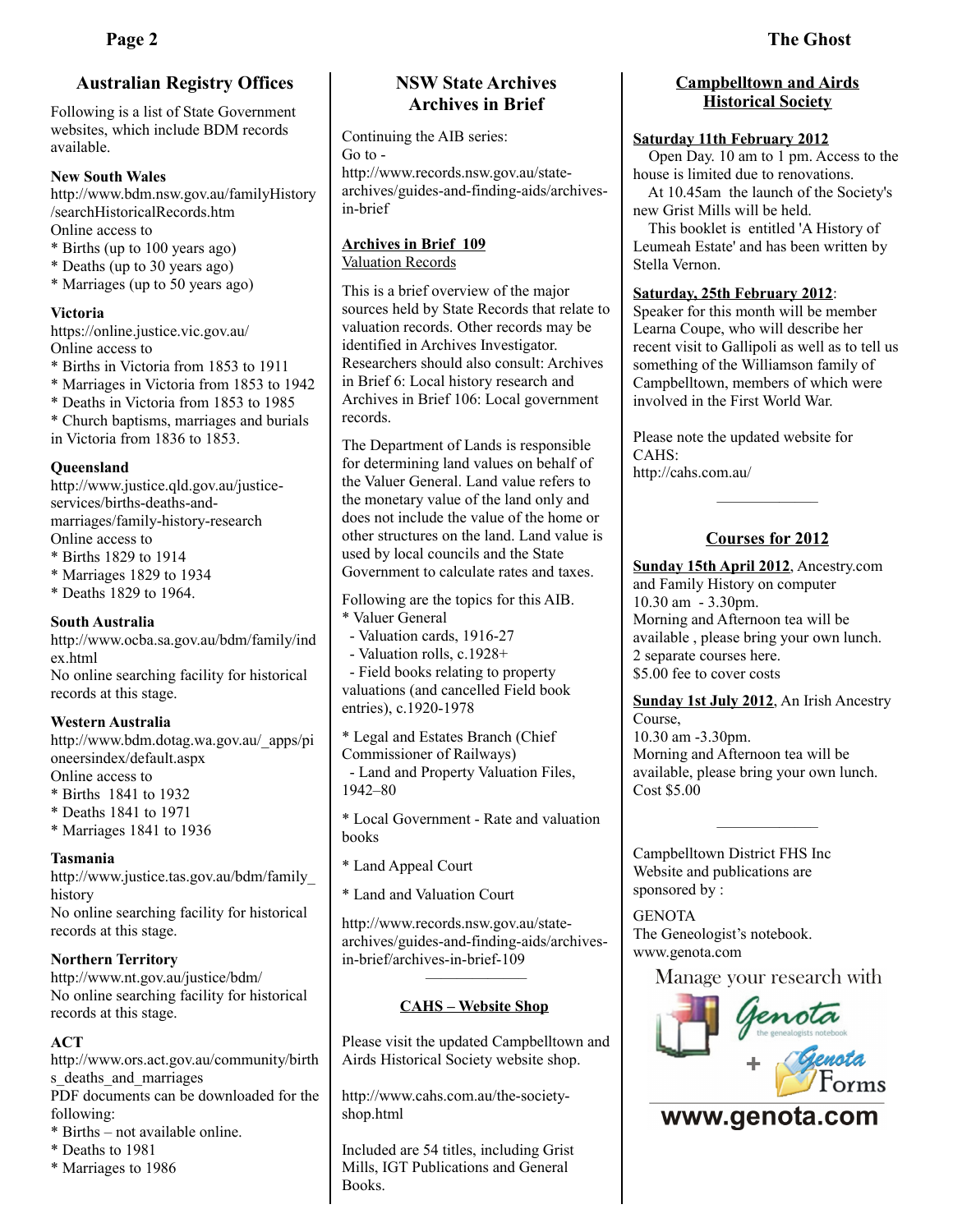## Australian Registry Offices

Following is a list of State Government websites, which include BDM records available.

**New South Wales**
http://www.bdm.nsw.gov.au/familyHistory/searchHistoricalRecords.htm
Online access to
* Births (up to 100 years ago)
* Deaths (up to 30 years ago)
* Marriages (up to 50 years ago)

**Victoria**
https://online.justice.vic.gov.au/
Online access to
* Births in Victoria from 1853 to 1911
* Marriages in Victoria from 1853 to 1942
* Deaths in Victoria from 1853 to 1985
* Church baptisms, marriages and burials in Victoria from 1836 to 1853.

**Queensland**
http://www.justice.qld.gov.au/justice-services/births-deaths-and-marriages/family-history-research
Online access to
* Births 1829 to 1914
* Marriages 1829 to 1934
* Deaths 1829 to 1964.

**South Australia**
http://www.ocba.sa.gov.au/bdm/family/index.html
No online searching facility for historical records at this stage.

**Western Australia**
http://www.bdm.dotag.wa.gov.au/_apps/pioneersindex/default.aspx
Online access to
* Births 1841 to 1932
* Deaths 1841 to 1971
* Marriages 1841 to 1936

**Tasmania**
http://www.justice.tas.gov.au/bdm/family_history
No online searching facility for historical records at this stage.

**Northern Territory**
http://www.nt.gov.au/justice/bdm/
No online searching facility for historical records at this stage.

**ACT**
http://www.ors.act.gov.au/community/births_deaths_and_marriages
PDF documents can be downloaded for the following:
* Births – not available online.
* Deaths to 1981
* Marriages to 1986

## NSW State Archives Archives in Brief

Continuing the AIB series:
Go to -
http://www.records.nsw.gov.au/state-archives/guides-and-finding-aids/archives-in-brief

**Archives in Brief 109**
Valuation Records

This is a brief overview of the major sources held by State Records that relate to valuation records. Other records may be identified in Archives Investigator. Researchers should also consult: Archives in Brief 6: Local history research and Archives in Brief 106: Local government records.

The Department of Lands is responsible for determining land values on behalf of the Valuer General. Land value refers to the monetary value of the land only and does not include the value of the home or other structures on the land. Land value is used by local councils and the State Government to calculate rates and taxes.

Following are the topics for this AIB.
* Valuer General
 - Valuation cards, 1916-27
 - Valuation rolls, c.1928+
 - Field books relating to property valuations (and cancelled Field book entries), c.1920-1978

* Legal and Estates Branch (Chief Commissioner of Railways)
 - Land and Property Valuation Files, 1942–80

* Local Government - Rate and valuation books

* Land Appeal Court

* Land and Valuation Court

http://www.records.nsw.gov.au/state-archives/guides-and-finding-aids/archives-in-brief/archives-in-brief-109

---

**CAHS – Website Shop**

Please visit the updated Campbelltown and Airds Historical Society website shop.

http://www.cahs.com.au/the-society-shop.html

Included are 54 titles, including Grist Mills, IGT Publications and General Books.

## Campbelltown and Airds Historical Society

**Saturday 11th February 2012**
Open Day. 10 am to 1 pm. Access to the house is limited due to renovations.
At 10.45am the launch of the Society's new Grist Mills will be held.
This booklet is entitled 'A History of Leumeah Estate' and has been written by Stella Vernon.

**Saturday, 25th February 2012**:
Speaker for this month will be member Learna Coupe, who will describe her recent visit to Gallipoli as well as to tell us something of the Williamson family of Campbelltown, members of which were involved in the First World War.

Please note the updated website for CAHS:
http://cahs.com.au/

---

## Courses for 2012

**Sunday 15th April 2012**, Ancestry.com and Family History on computer
10.30 am - 3.30pm.
Morning and Afternoon tea will be available , please bring your own lunch.
2 separate courses here.
$5.00 fee to cover costs

**Sunday 1st July 2012**, An Irish Ancestry Course,
10.30 am -3.30pm.
Morning and Afternoon tea will be available, please bring your own lunch.
Cost $5.00

---

Campbelltown District FHS Inc
Website and publications are sponsored by :

GENOTA
The Geneologist's notebook.
www.genota.com

Manage your research with
Genota the genealogists notebook
+ Genota Forms
www.genota.com